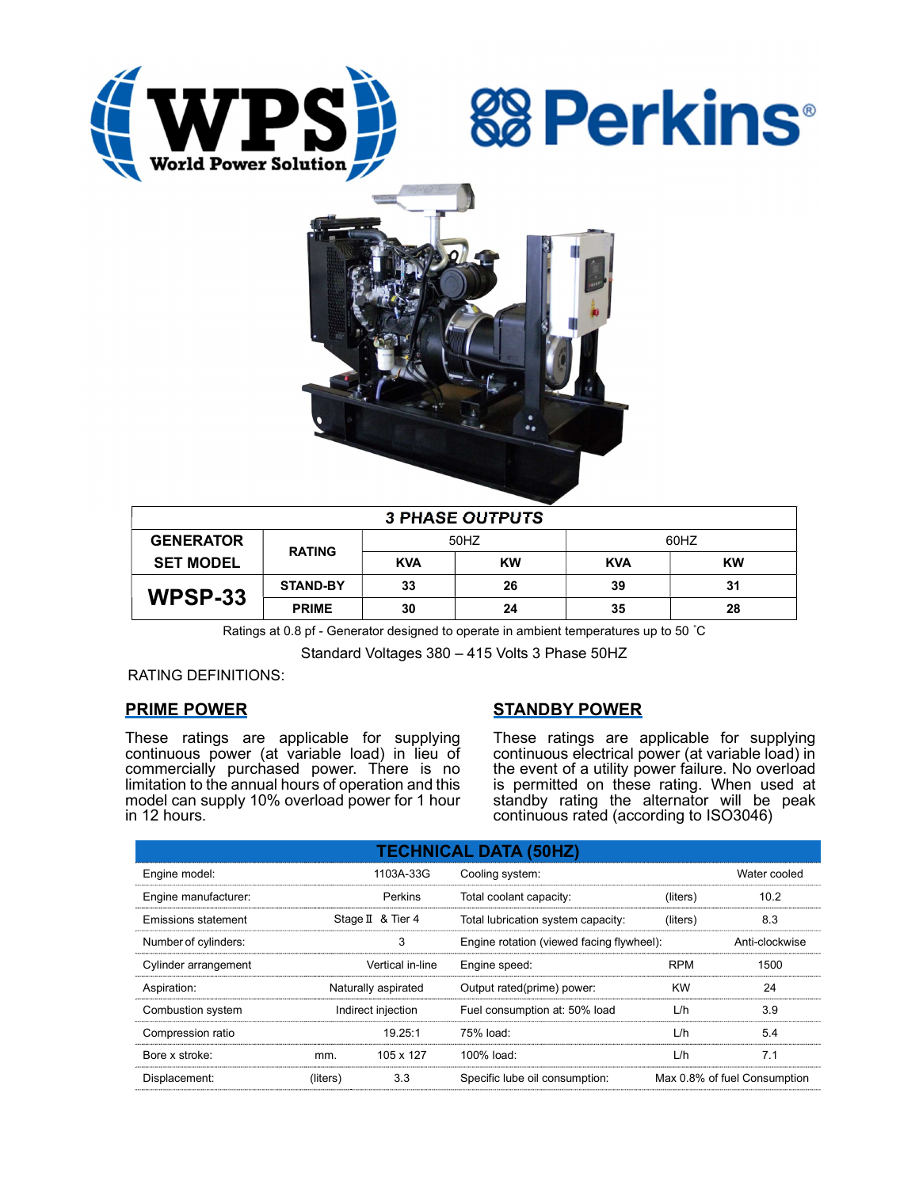WPS World Power Solution

Perkins®

| 3 PHASE OUTPUTS | | | | | |
|---|---|---|---|---|---|
| GENERATOR SET MODEL | RATING | 50HZ | | 60HZ | |
| | | KVA | KW | KVA | KW |
| WPSP-33 | STAND-BY | 33 | 26 | 39 | 31 |
| | PRIME | 30 | 24 | 35 | 28 |

Ratings at 0.8 pf - Generator designed to operate in ambient temperatures up to 50 ˚C

Standard Voltages 380 – 415 Volts 3 Phase 50HZ

RATING DEFINITIONS:

## PRIME POWER

These ratings are applicable for supplying continuous power (at variable load) in lieu of commercially purchased power. There is no limitation to the annual hours of operation and this model can supply 10% overload power for 1 hour in 12 hours.

## STANDBY POWER

These ratings are applicable for supplying continuous electrical power (at variable load) in the event of a utility power failure. No overload is permitted on these rating. When used at standby rating the alternator will be peak continuous rated (according to ISO3046)

| TECHNICAL DATA (50HZ) | | | | | |
|---|---|---|---|---|---|
| Engine model: | | 1103A-33G | Cooling system: | | Water cooled |
| Engine manufacturer: | | Perkins | Total coolant capacity: | (liters) | 10.2 |
| Emissions statement | | Stage Ⅱ & Tier 4 | Total lubrication system capacity: | (liters) | 8.3 |
| Number of cylinders: | | 3 | Engine rotation (viewed facing flywheel): | | Anti-clockwise |
| Cylinder arrangement | | Vertical in-line | Engine speed: | RPM | 1500 |
| Aspiration: | | Naturally aspirated | Output rated(prime) power: | KW | 24 |
| Combustion system | | Indirect injection | Fuel consumption at: 50% load | L/h | 3.9 |
| Compression ratio | | 19.25:1 | 75% load: | L/h | 5.4 |
| Bore x stroke: | mm. | 105 x 127 | 100% load: | L/h | 7.1 |
| Displacement: | (liters) | 3.3 | Specific lube oil consumption: | | Max 0.8% of fuel Consumption |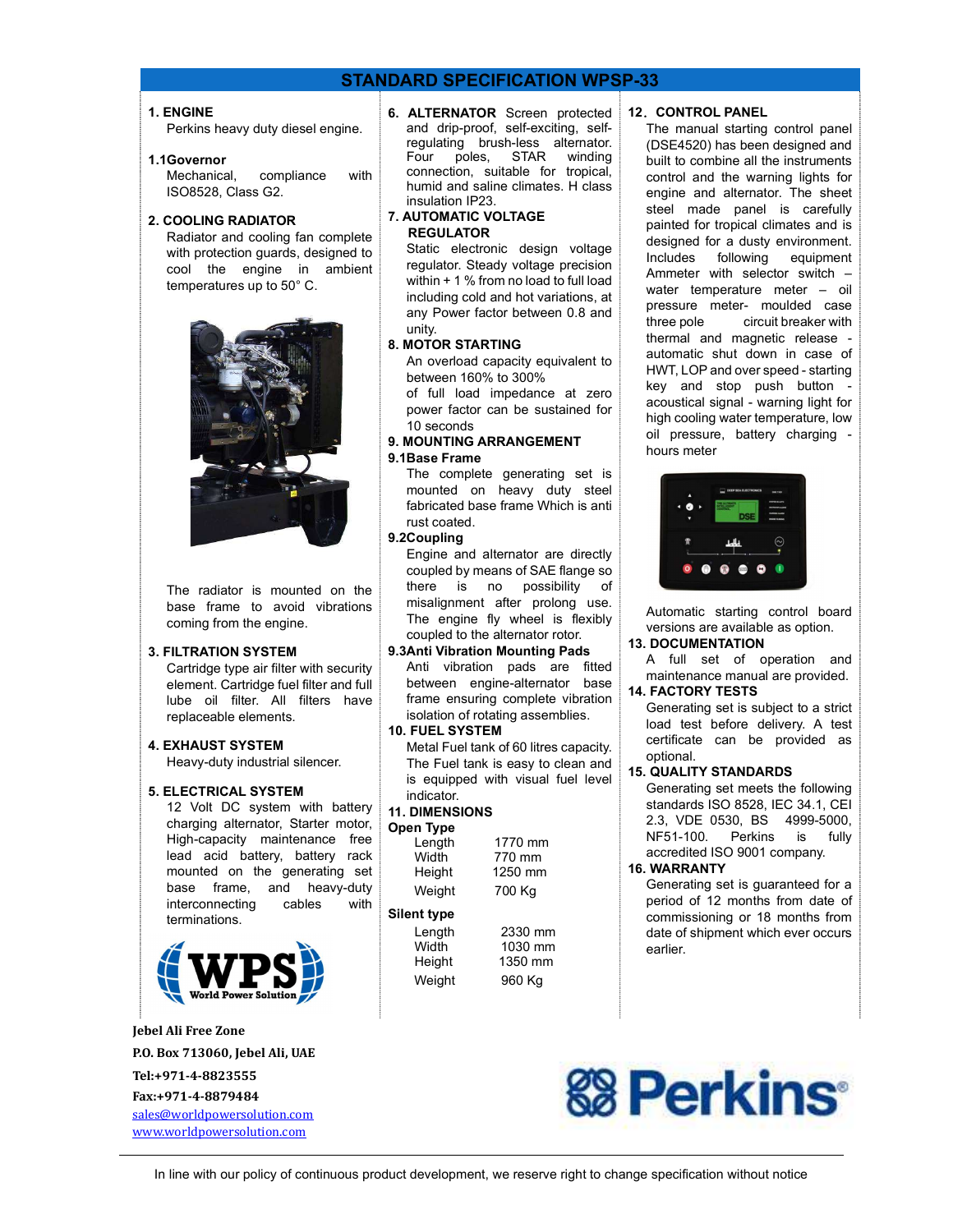# STANDARD SPECIFICATION WPSP-33

## 1. ENGINE

Perkins heavy duty diesel engine.

### 1.1Governor

Mechanical, compliance with ISO8528, Class G2.

## 2. COOLING RADIATOR

Radiator and cooling fan complete with protection guards, designed to cool the engine in ambient temperatures up to 50° C.

The radiator is mounted on the base frame to avoid vibrations coming from the engine.

## 3. FILTRATION SYSTEM

Cartridge type air filter with security element. Cartridge fuel filter and full lube oil filter. All filters have replaceable elements.

## 4. EXHAUST SYSTEM

Heavy-duty industrial silencer.

## 5. ELECTRICAL SYSTEM

12 Volt DC system with battery charging alternator, Starter motor, High-capacity maintenance free lead acid battery, battery rack mounted on the generating set base frame, and heavy-duty interconnecting cables with terminations.

## 6. ALTERNATOR

Screen protected and drip-proof, self-exciting, self-regulating brush-less alternator. Four poles, STAR winding connection, suitable for tropical, humid and saline climates. H class insulation IP23.

## 7. AUTOMATIC VOLTAGE REGULATOR

Static electronic design voltage regulator. Steady voltage precision within + 1 % from no load to full load including cold and hot variations, at any Power factor between 0.8 and unity.

## 8. MOTOR STARTING

An overload capacity equivalent to between 160% to 300%

of full load impedance at zero power factor can be sustained for 10 seconds

## 9. MOUNTING ARRANGEMENT

### 9.1Base Frame

The complete generating set is mounted on heavy duty steel fabricated base frame Which is anti rust coated.

### 9.2Coupling

Engine and alternator are directly coupled by means of SAE flange so there is no possibility of misalignment after prolong use. The engine fly wheel is flexibly coupled to the alternator rotor.

### 9.3Anti Vibration Mounting Pads

Anti vibration pads are fitted between engine-alternator base frame ensuring complete vibration isolation of rotating assemblies.

## 10. FUEL SYSTEM

Metal Fuel tank of 60 litres capacity. The Fuel tank is easy to clean and is equipped with visual fuel level indicator.

## 11. DIMENSIONS

**Open Type**

| | |
|---|---|
| Length | 1770 mm |
| Width | 770 mm |
| Height | 1250 mm |
| Weight | 700 Kg |

**Silent type**

| | |
|---|---|
| Length | 2330 mm |
| Width | 1030 mm |
| Height | 1350 mm |
| Weight | 960 Kg |

## 12. CONTROL PANEL

The manual starting control panel (DSE4520) has been designed and built to combine all the instruments control and the warning lights for engine and alternator. The sheet steel made panel is carefully painted for tropical climates and is designed for a dusty environment. Includes following equipment Ammeter with selector switch – water temperature meter – oil pressure meter- moulded case three pole circuit breaker with thermal and magnetic release - automatic shut down in case of HWT, LOP and over speed - starting key and stop push button - acoustical signal - warning light for high cooling water temperature, low oil pressure, battery charging - hours meter

Automatic starting control board versions are available as option.

## 13. DOCUMENTATION

A full set of operation and maintenance manual are provided.

## 14. FACTORY TESTS

Generating set is subject to a strict load test before delivery. A test certificate can be provided as optional.

## 15. QUALITY STANDARDS

Generating set meets the following standards ISO 8528, IEC 34.1, CEI 2.3, VDE 0530, BS 4999-5000, NF51-100. Perkins is fully accredited ISO 9001 company.

## 16. WARRANTY

Generating set is guaranteed for a period of 12 months from date of commissioning or 18 months from date of shipment which ever occurs earlier.

WPS World Power Solution

**Jebel Ali Free Zone**
**P.O. Box 713060, Jebel Ali, UAE**
**Tel:+971-4-8823555**
**Fax:+971-4-8879484**
sales@worldpowersolution.com
www.worldpowersolution.com

Perkins

In line with our policy of continuous product development, we reserve right to change specification without notice